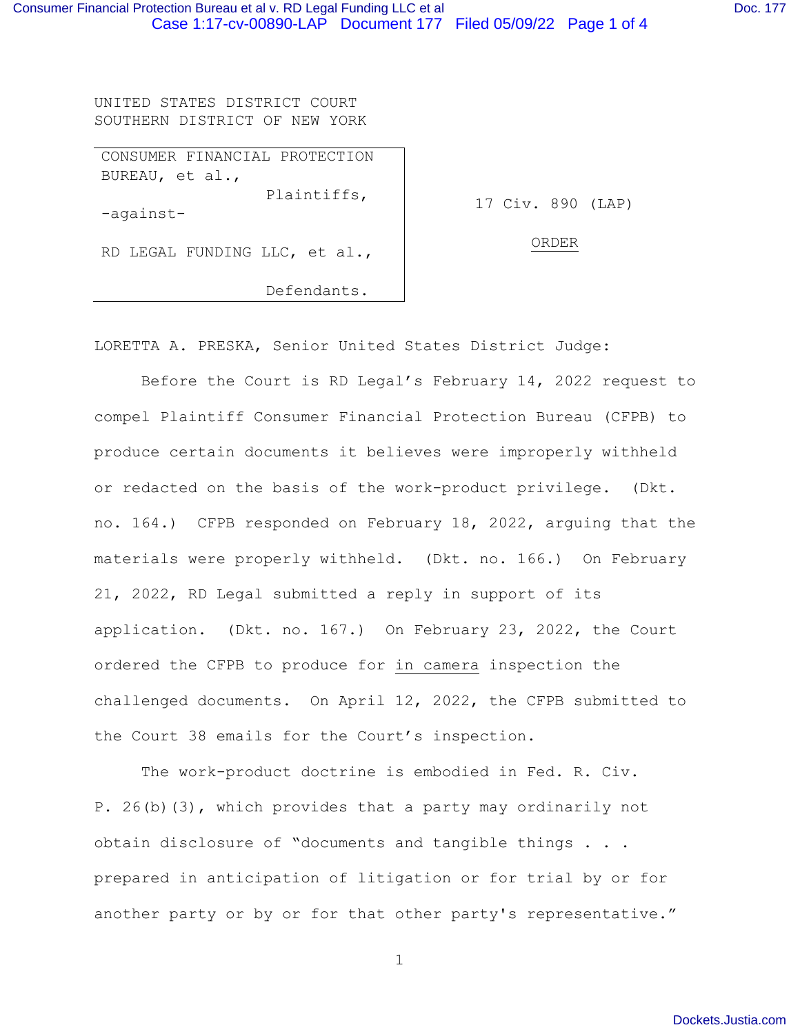UNITED STATES DISTRICT COURT
SOUTHERN DISTRICT OF NEW YORK

| | |
|---|---|
| CONSUMER FINANCIAL PROTECTION BUREAU, et al.,<br>Plaintiffs,<br>-against-<br>RD LEGAL FUNDING LLC, et al.,<br>Defendants. | 17 Civ. 890 (LAP)<br><br>ORDER |

LORETTA A. PRESKA, Senior United States District Judge:

Before the Court is RD Legal's February 14, 2022 request to compel Plaintiff Consumer Financial Protection Bureau (CFPB) to produce certain documents it believes were improperly withheld or redacted on the basis of the work-product privilege. (Dkt. no. 164.) CFPB responded on February 18, 2022, arguing that the materials were properly withheld. (Dkt. no. 166.) On February 21, 2022, RD Legal submitted a reply in support of its application. (Dkt. no. 167.) On February 23, 2022, the Court ordered the CFPB to produce for in camera inspection the challenged documents. On April 12, 2022, the CFPB submitted to the Court 38 emails for the Court's inspection.

The work-product doctrine is embodied in Fed. R. Civ. P. 26(b)(3), which provides that a party may ordinarily not obtain disclosure of "documents and tangible things . . . prepared in anticipation of litigation or for trial by or for another party or by or for that other party's representative."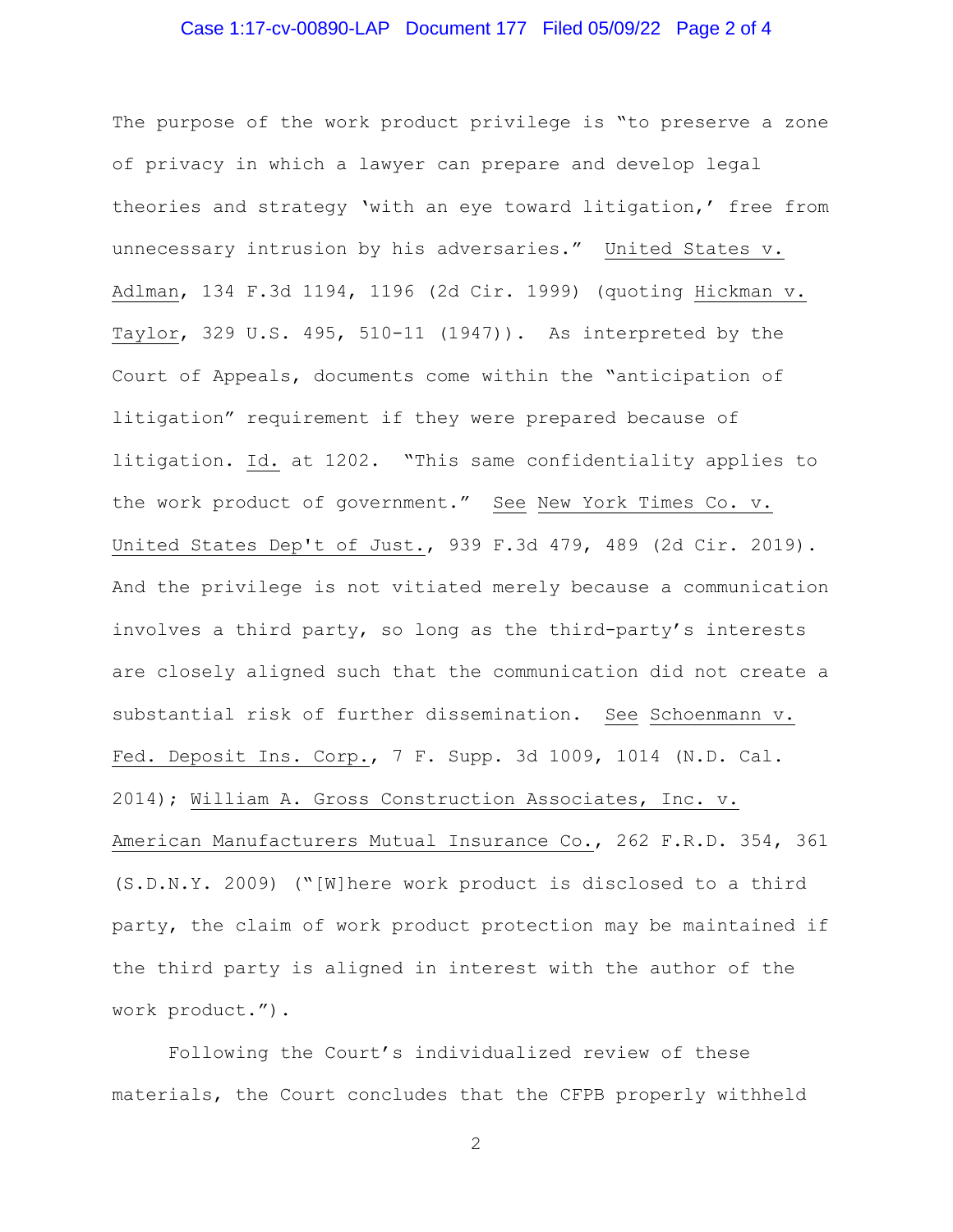The purpose of the work product privilege is "to preserve a zone of privacy in which a lawyer can prepare and develop legal theories and strategy 'with an eye toward litigation,' free from unnecessary intrusion by his adversaries." United States v. Adlman, 134 F.3d 1194, 1196 (2d Cir. 1999) (quoting Hickman v. Taylor, 329 U.S. 495, 510-11 (1947)). As interpreted by the Court of Appeals, documents come within the "anticipation of litigation" requirement if they were prepared because of litigation. Id. at 1202. "This same confidentiality applies to the work product of government." See New York Times Co. v. United States Dep't of Just., 939 F.3d 479, 489 (2d Cir. 2019). And the privilege is not vitiated merely because a communication involves a third party, so long as the third-party's interests are closely aligned such that the communication did not create a substantial risk of further dissemination. See Schoenmann v. Fed. Deposit Ins. Corp., 7 F. Supp. 3d 1009, 1014 (N.D. Cal. 2014); William A. Gross Construction Associates, Inc. v. American Manufacturers Mutual Insurance Co., 262 F.R.D. 354, 361 (S.D.N.Y. 2009) ("[W]here work product is disclosed to a third party, the claim of work product protection may be maintained if the third party is aligned in interest with the author of the work product.").

Following the Court's individualized review of these materials, the Court concludes that the CFPB properly withheld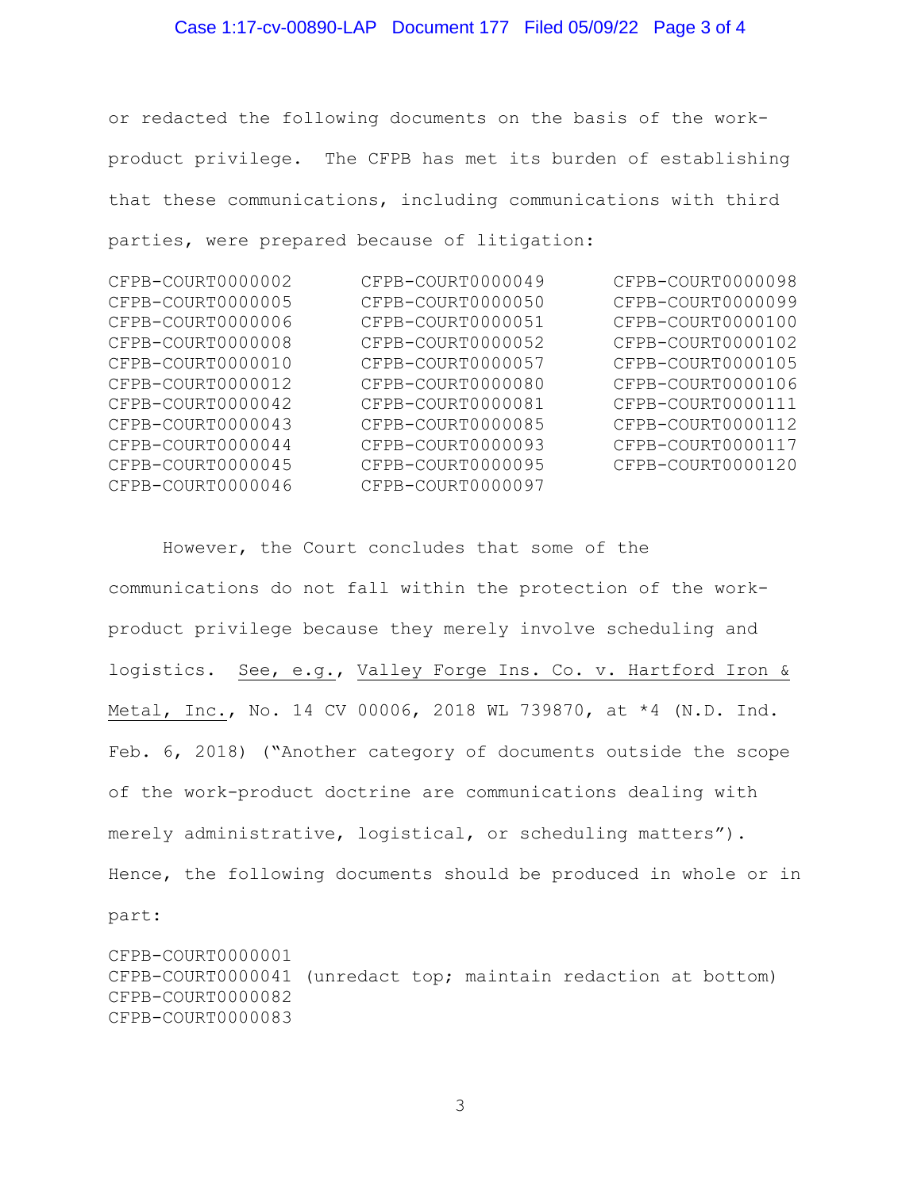or redacted the following documents on the basis of the work-product privilege. The CFPB has met its burden of establishing that these communications, including communications with third parties, were prepared because of litigation:

| | | |
|---|---|---|
| CFPB-COURT0000002 | CFPB-COURT0000049 | CFPB-COURT0000098 |
| CFPB-COURT0000005 | CFPB-COURT0000050 | CFPB-COURT0000099 |
| CFPB-COURT0000006 | CFPB-COURT0000051 | CFPB-COURT0000100 |
| CFPB-COURT0000008 | CFPB-COURT0000052 | CFPB-COURT0000102 |
| CFPB-COURT0000010 | CFPB-COURT0000057 | CFPB-COURT0000105 |
| CFPB-COURT0000012 | CFPB-COURT0000080 | CFPB-COURT0000106 |
| CFPB-COURT0000042 | CFPB-COURT0000081 | CFPB-COURT0000111 |
| CFPB-COURT0000043 | CFPB-COURT0000085 | CFPB-COURT0000112 |
| CFPB-COURT0000044 | CFPB-COURT0000093 | CFPB-COURT0000117 |
| CFPB-COURT0000045 | CFPB-COURT0000095 | CFPB-COURT0000120 |
| CFPB-COURT0000046 | CFPB-COURT0000097 | |

However, the Court concludes that some of the communications do not fall within the protection of the work-product privilege because they merely involve scheduling and logistics. See, e.g., Valley Forge Ins. Co. v. Hartford Iron & Metal, Inc., No. 14 CV 00006, 2018 WL 739870, at *4 (N.D. Ind. Feb. 6, 2018) ("Another category of documents outside the scope of the work-product doctrine are communications dealing with merely administrative, logistical, or scheduling matters"). Hence, the following documents should be produced in whole or in part:

CFPB-COURT0000001
CFPB-COURT0000041 (unredact top; maintain redaction at bottom)
CFPB-COURT0000082
CFPB-COURT0000083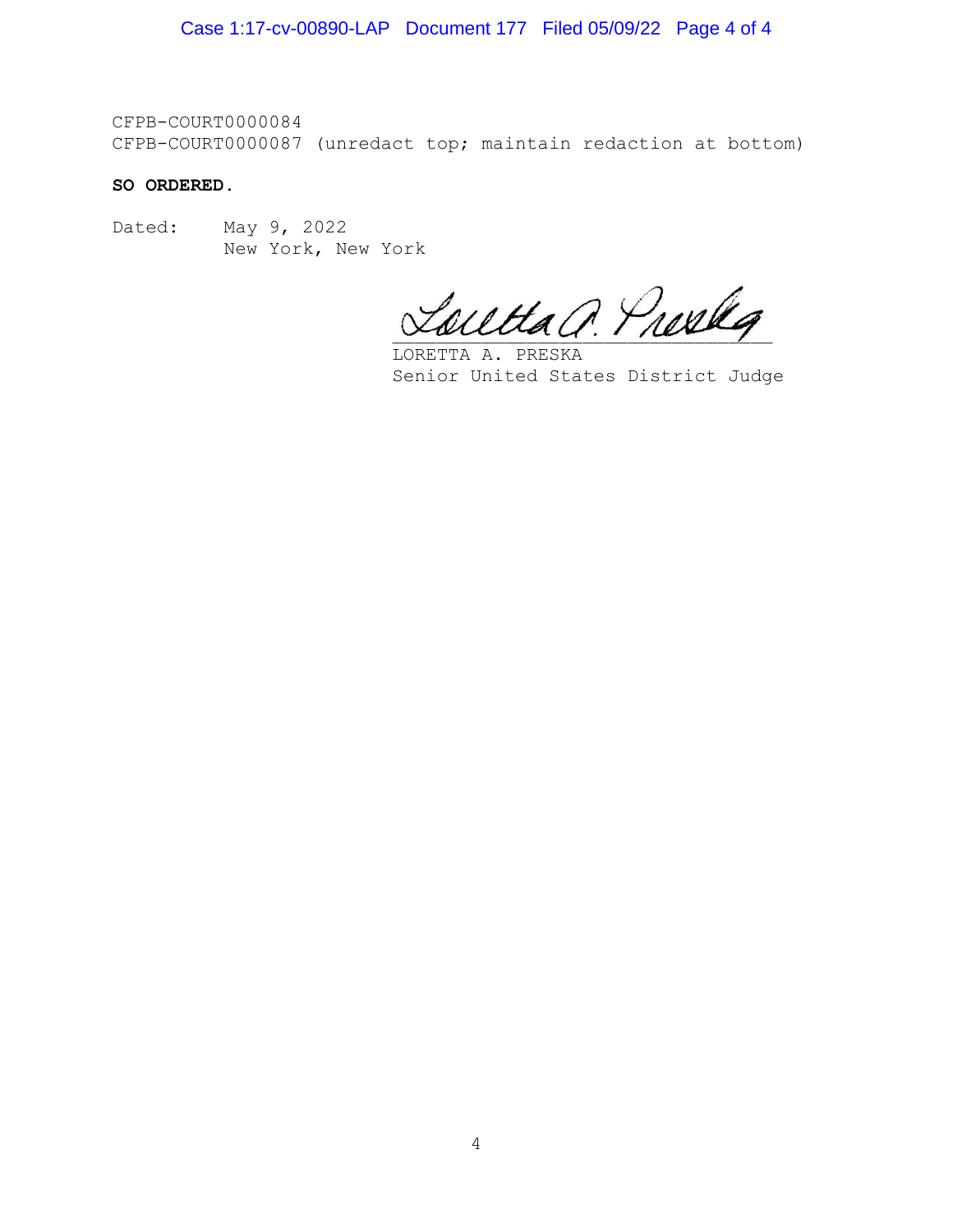CFPB-COURT0000084
CFPB-COURT0000087 (unredact top; maintain redaction at bottom)

**SO ORDERED.**

Dated: May 9, 2022
New York, New York

LORETTA A. PRESKA
Senior United States District Judge